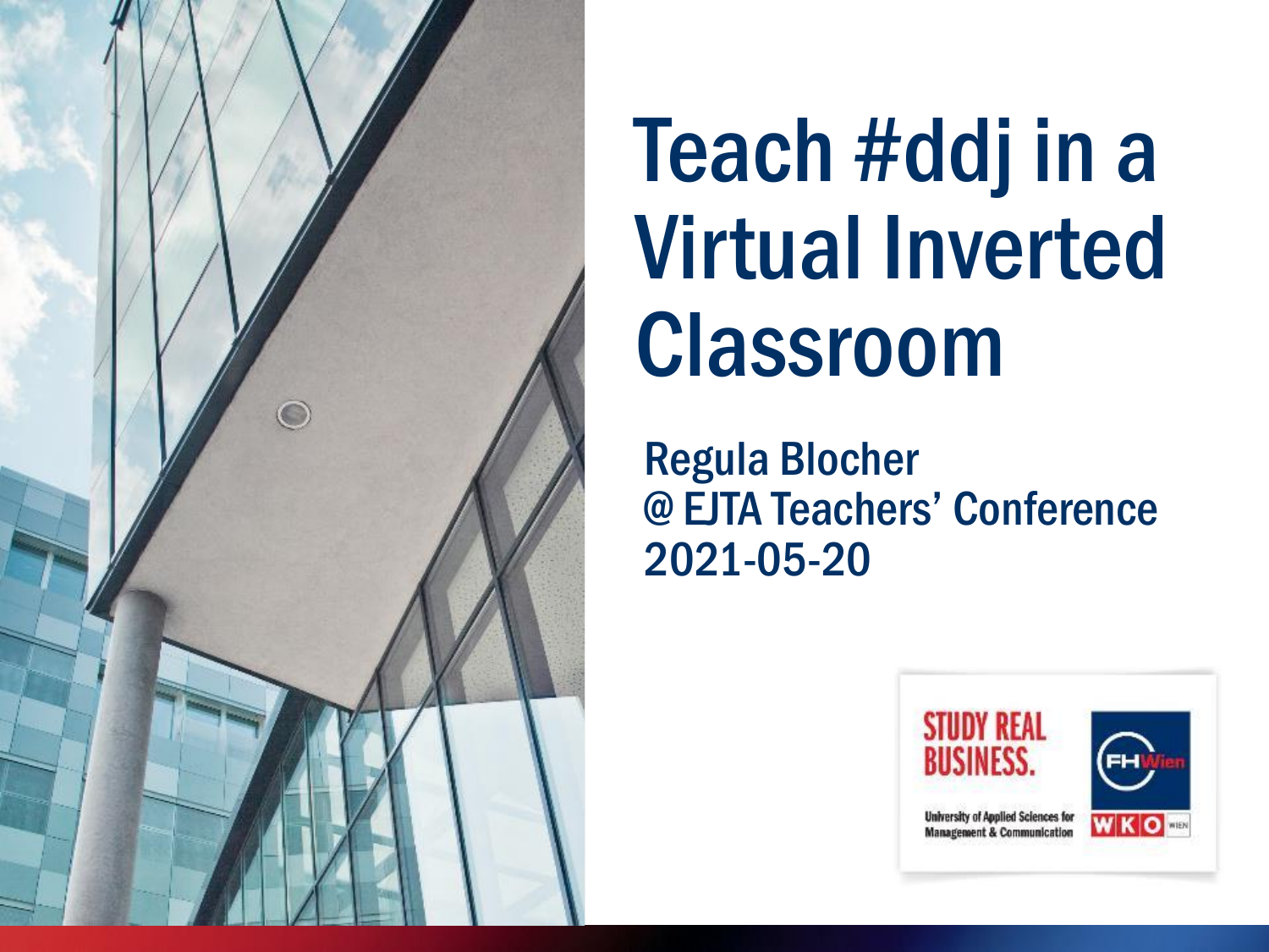# Teach #ddj in a Virtual Inverted Classroom

Regula Blocher
@ EJTA Teachers' Conference
2021-05-20

STUDY REAL BUSINESS.

University of Applied Sciences for Management & Communication

FH Wien

WKO WIEN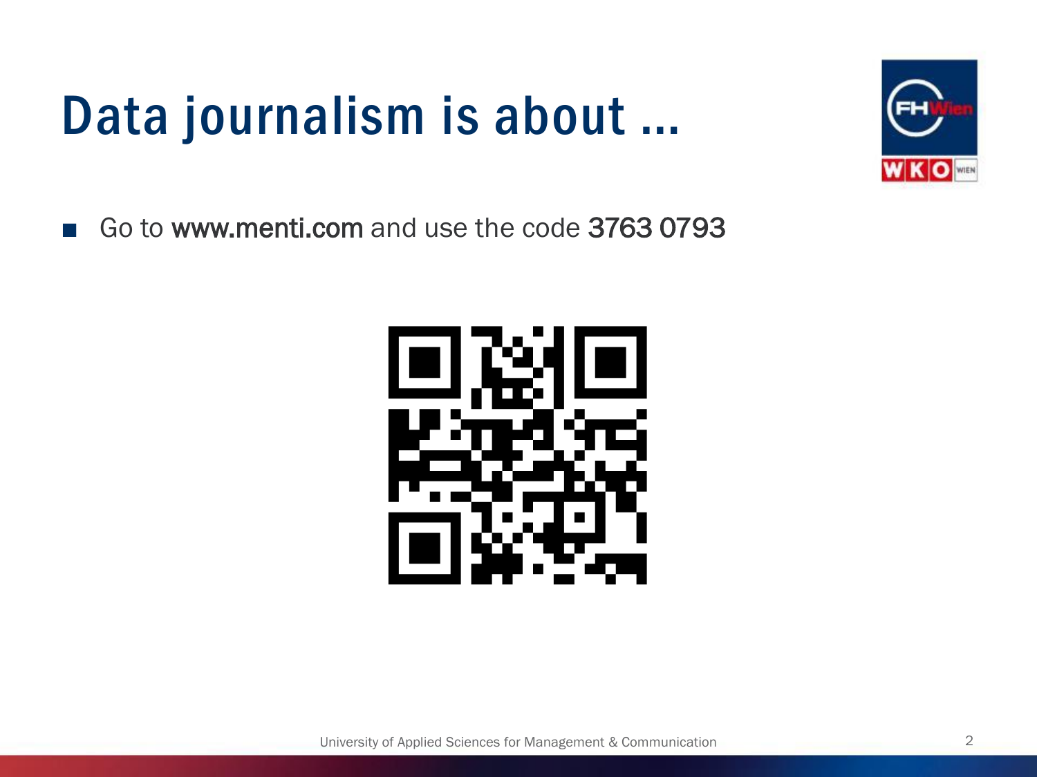# Data journalism is about …

- Go to www.menti.com and use the code 3763 0793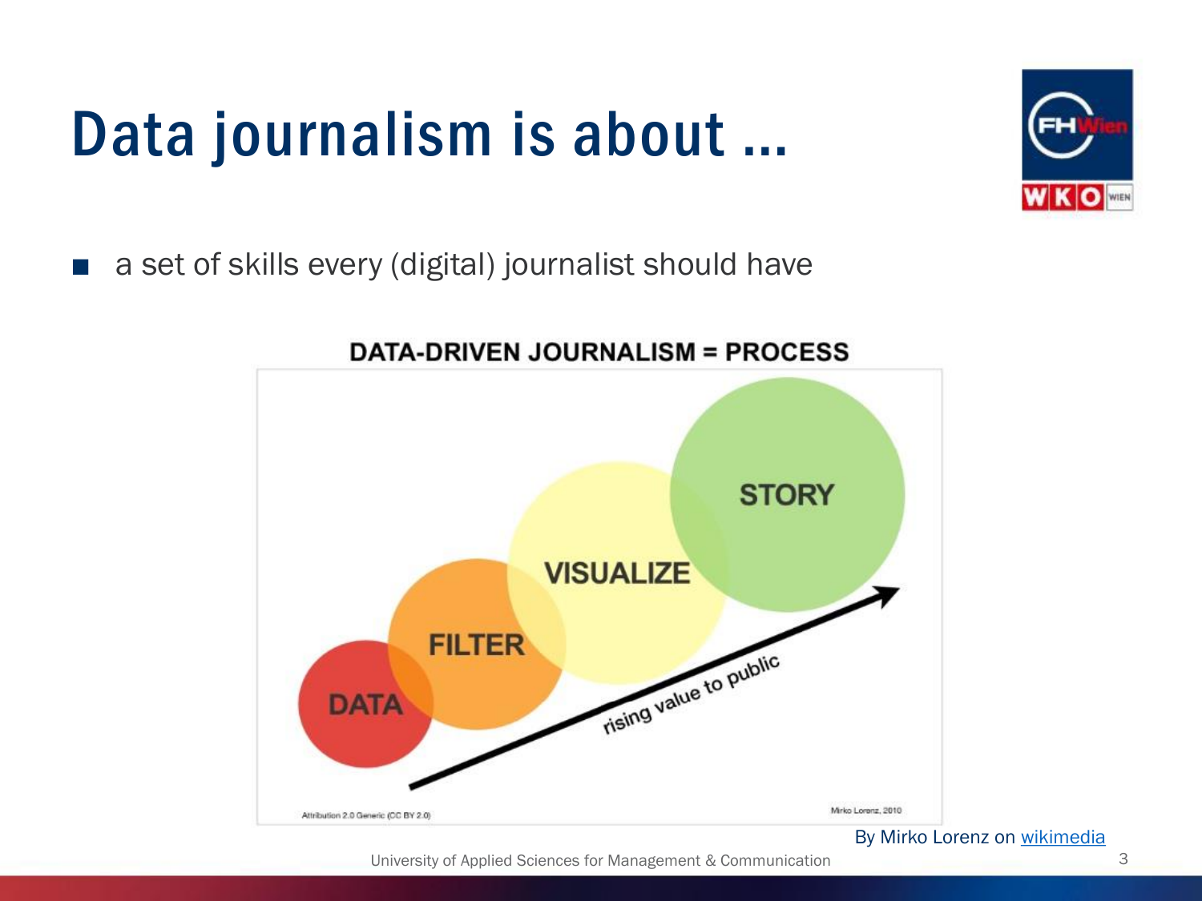# Data journalism is about …

- a set of skills every (digital) journalist should have

DATA-DRIVEN JOURNALISM = PROCESS

DATA → FILTER → VISUALIZE → STORY

rising value to public

Attribution 2.0 Generic (CC BY 2.0)

Mirko Lorenz, 2010

By Mirko Lorenz on wikimedia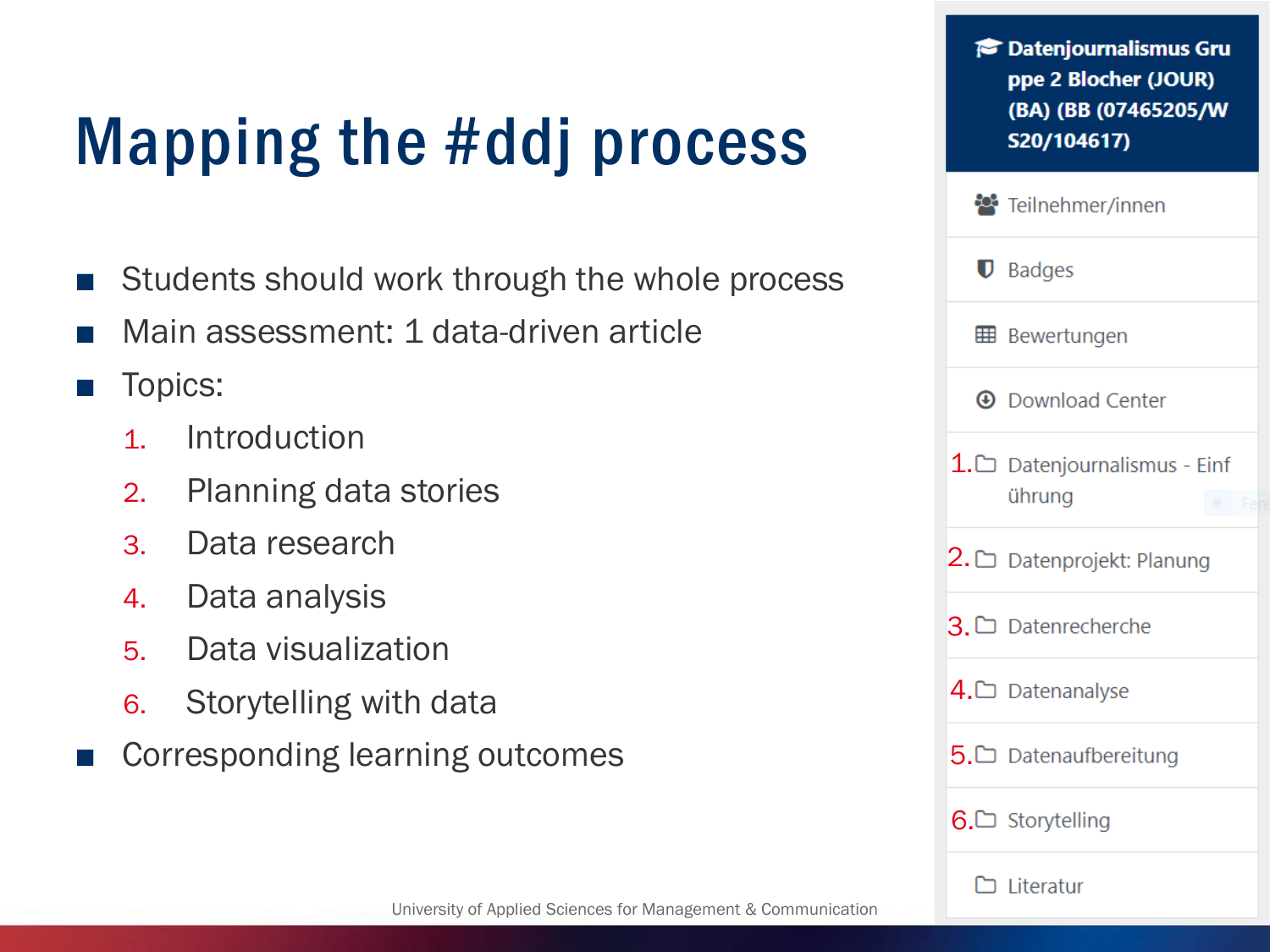# Mapping the #ddj process

- Students should work through the whole process
- Main assessment: 1 data-driven article
- Topics:
  1. Introduction
  2. Planning data stories
  3. Data research
  4. Data analysis
  5. Data visualization
  6. Storytelling with data
- Corresponding learning outcomes

**Datenjournalismus Gruppe 2 Blocher (JOUR) (BA) (BB (07465205/WS20/104617)**

- Teilnehmer/innen
- Badges
- Bewertungen
- Download Center
- 1. Datenjournalismus - Einführung
- 2. Datenprojekt: Planung
- 3. Datenrecherche
- 4. Datenanalyse
- 5. Datenaufbereitung
- 6. Storytelling
- Literatur

University of Applied Sciences for Management & Communication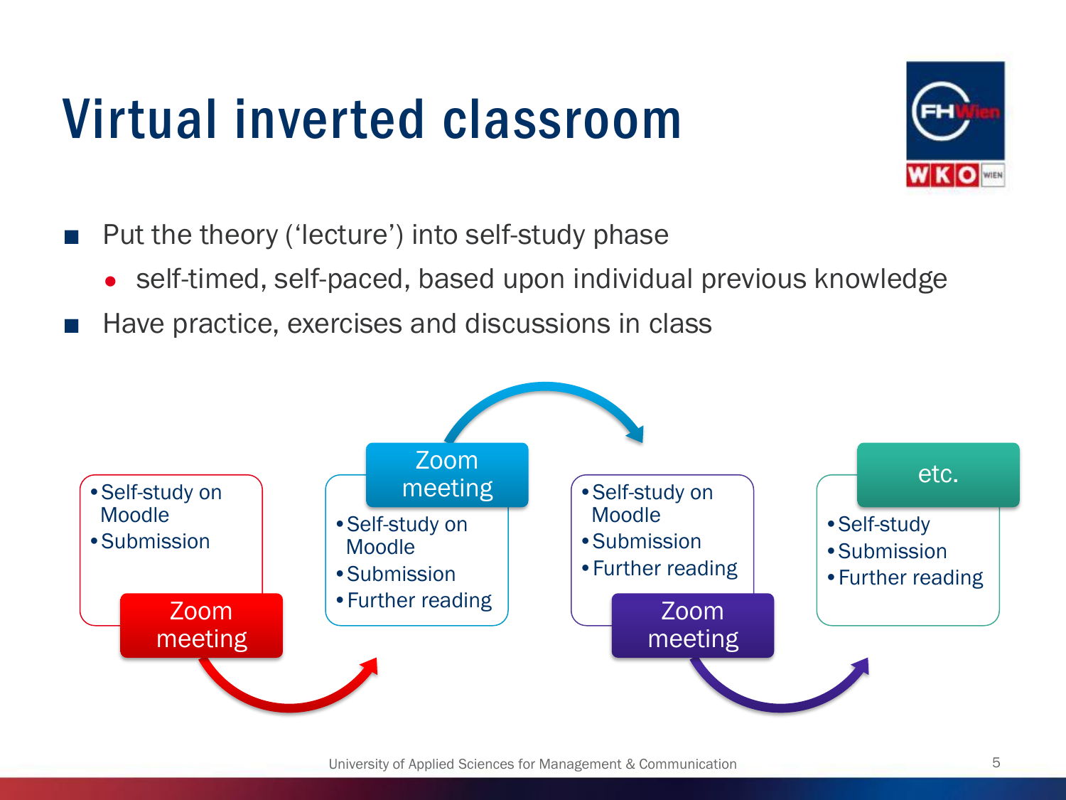# Virtual inverted classroom

- Put the theory ('lecture') into self-study phase
  - self-timed, self-paced, based upon individual previous knowledge
- Have practice, exercises and discussions in class

- Self-study on Moodle
- Submission

**Zoom meeting**

**Zoom meeting**

- Self-study on Moodle
- Submission
- Further reading

- Self-study on Moodle
- Submission
- Further reading

**Zoom meeting**

**etc.**

- Self-study
- Submission
- Further reading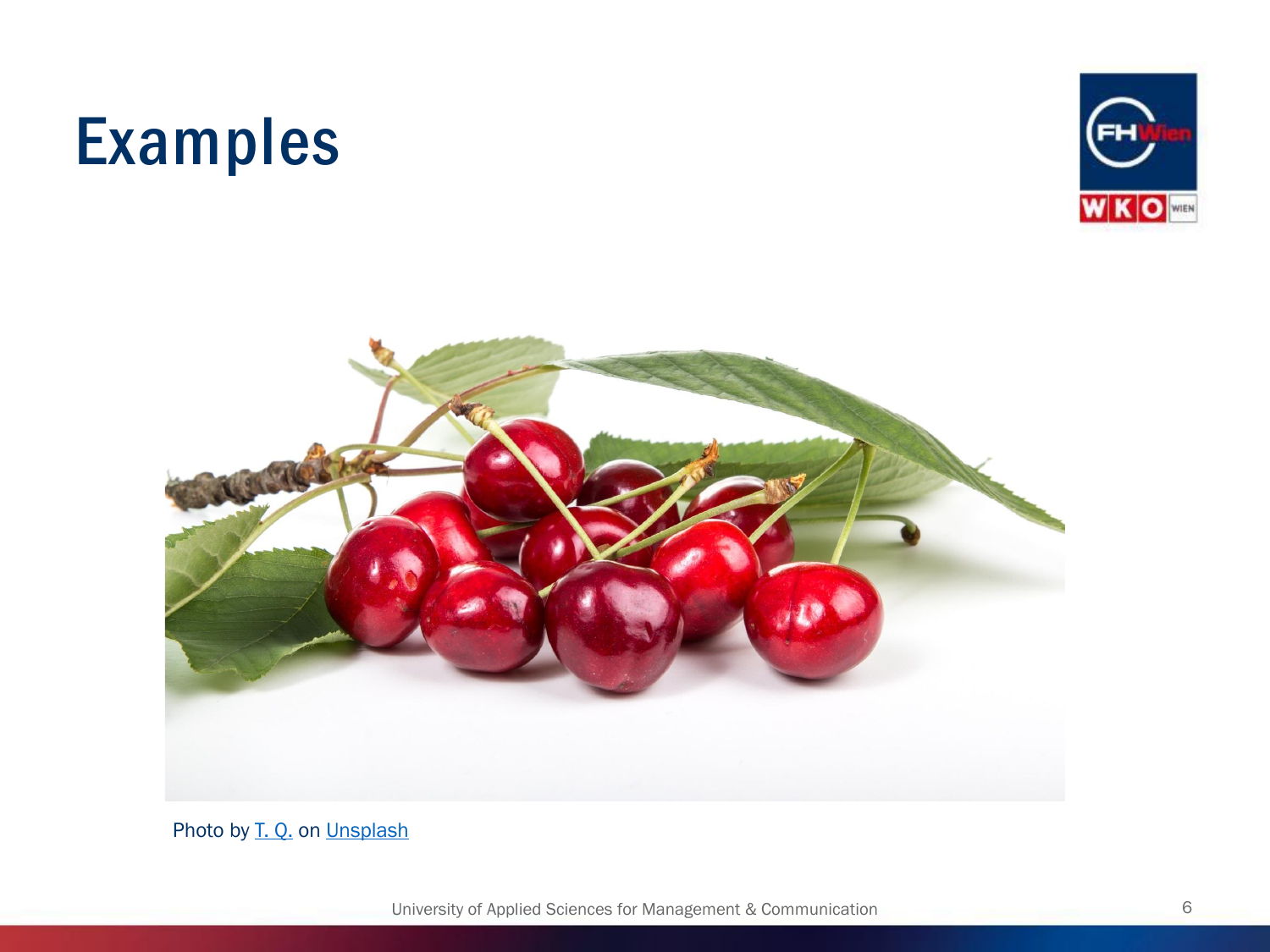# Examples

Photo by T. Q. on Unsplash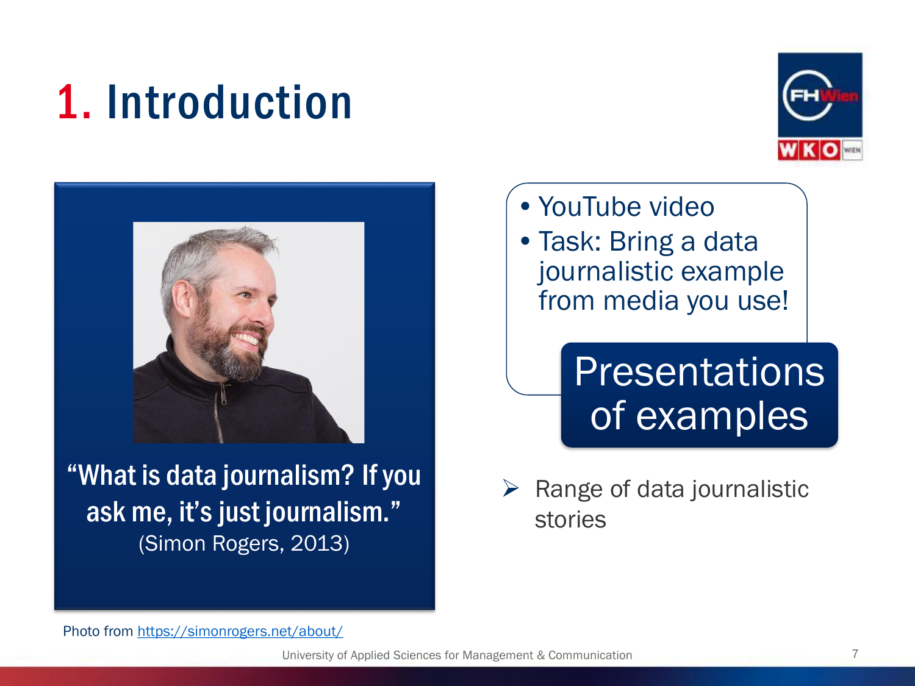# 1. Introduction

"What is data journalism? If you ask me, it's just journalism."
(Simon Rogers, 2013)

Photo from https://simonrogers.net/about/

- YouTube video
- Task: Bring a data journalistic example from media you use!

**Presentations of examples**

- Range of data journalistic stories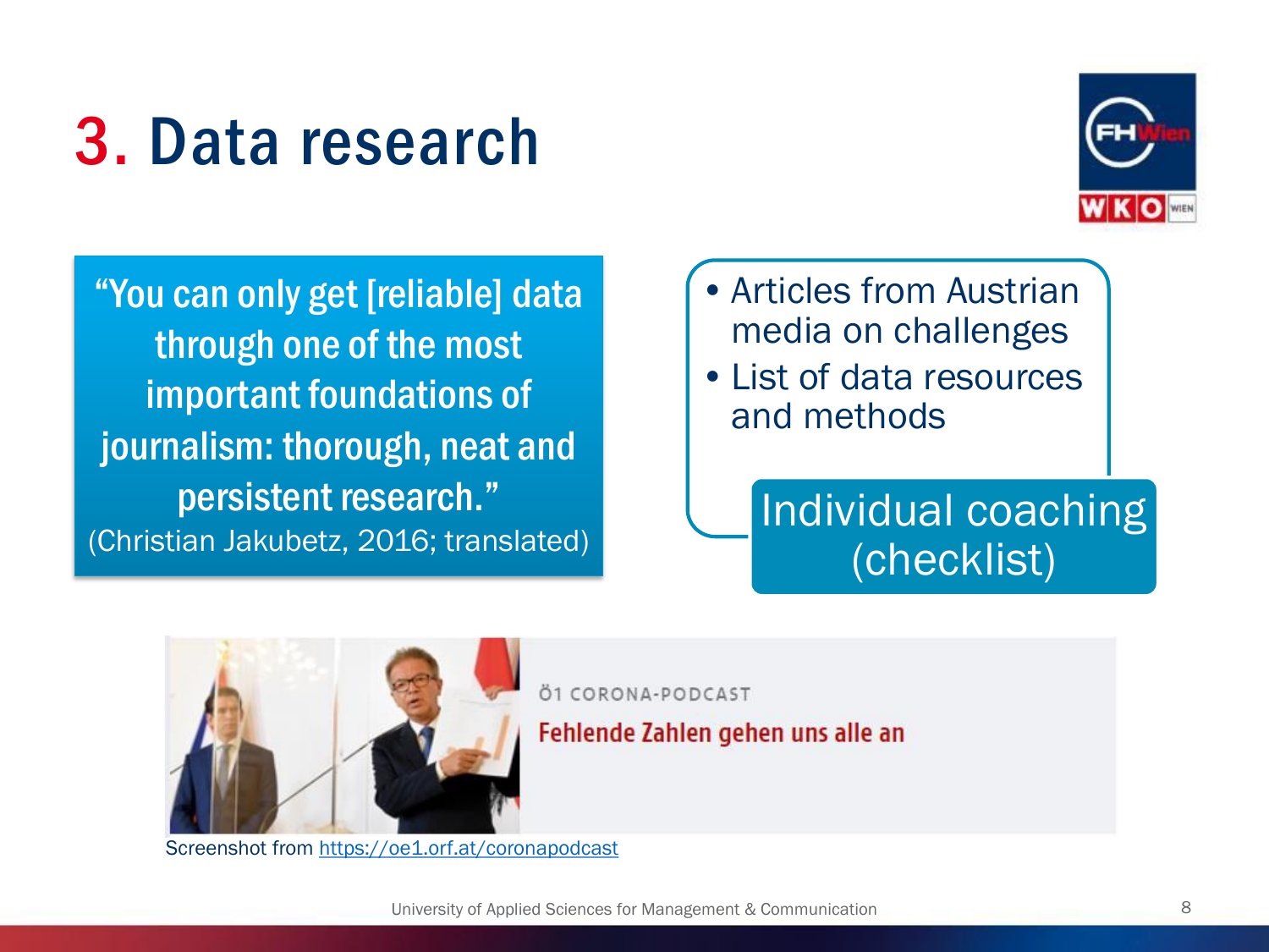# 3. Data research

"You can only get [reliable] data through one of the most important foundations of journalism: thorough, neat and persistent research."
(Christian Jakubetz, 2016; translated)

- Articles from Austrian media on challenges
- List of data resources and methods

Individual coaching (checklist)

Ö1 CORONA-PODCAST

Fehlende Zahlen gehen uns alle an

Screenshot from https://oe1.orf.at/coronapodcast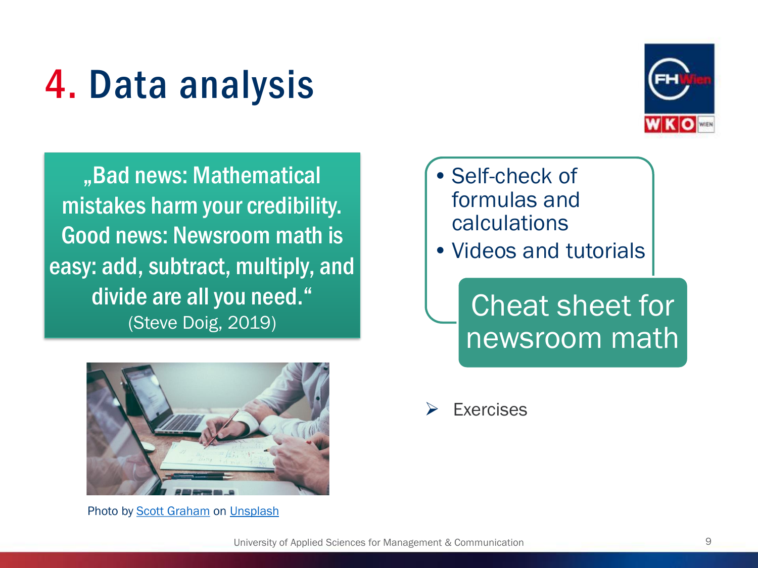# 4. Data analysis

„Bad news: Mathematical mistakes harm your credibility. Good news: Newsroom math is easy: add, subtract, multiply, and divide are all you need.“ (Steve Doig, 2019)

Photo by Scott Graham on Unsplash

- Self-check of formulas and calculations
- Videos and tutorials

**Cheat sheet for newsroom math**

- Exercises

University of Applied Sciences for Management & Communication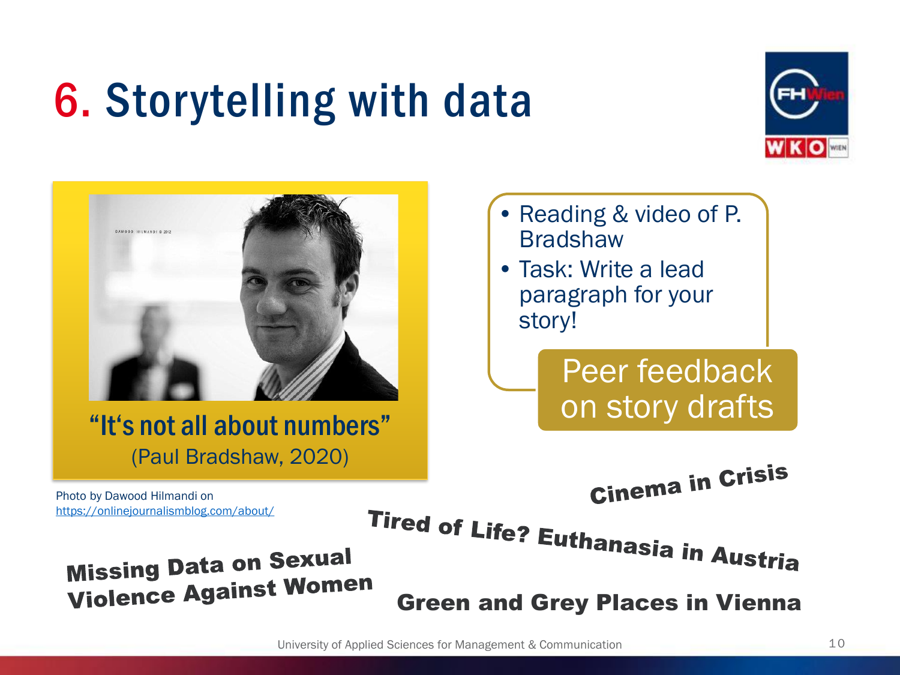# 6. Storytelling with data

"It's not all about numbers"
(Paul Bradshaw, 2020)

Photo by Dawood Hilmandi on https://onlinejournalismblog.com/about/

- Reading & video of P. Bradshaw
- Task: Write a lead paragraph for your story!

Peer feedback on story drafts

**Cinema in Crisis**

**Tired of Life? Euthanasia in Austria**

**Missing Data on Sexual Violence Against Women**

**Green and Grey Places in Vienna**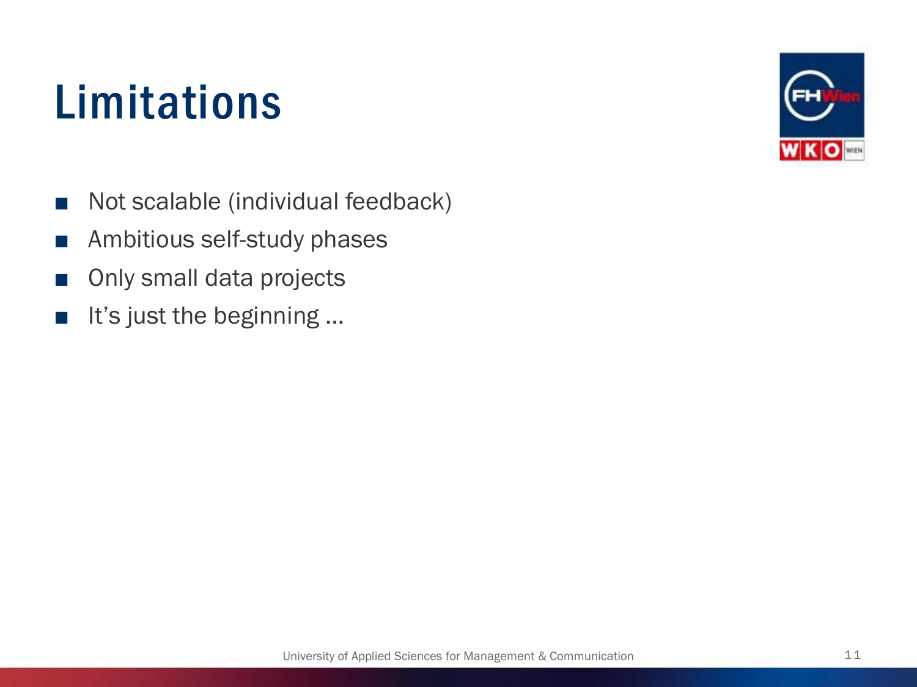# Limitations

- Not scalable (individual feedback)
- Ambitious self-study phases
- Only small data projects
- It’s just the beginning …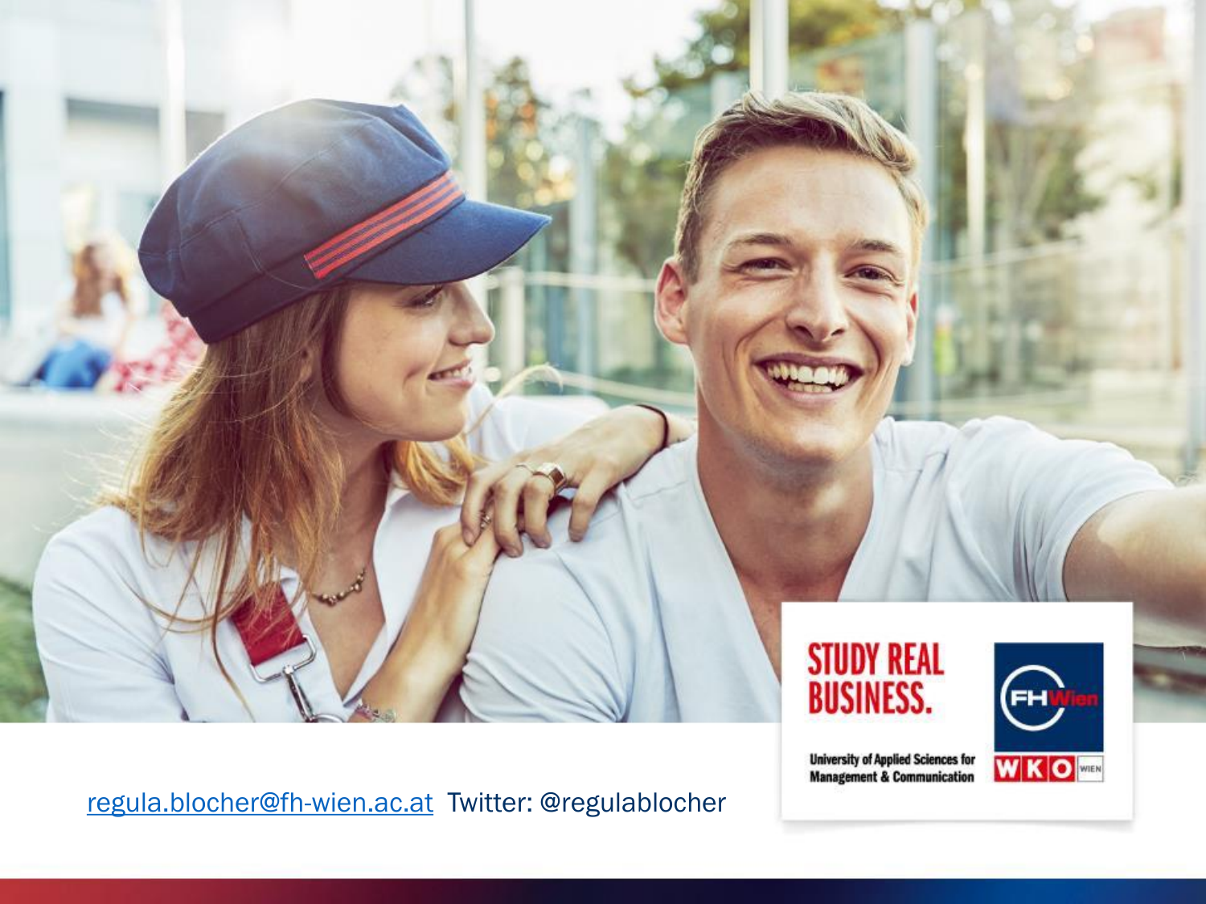STUDY REAL BUSINESS.

University of Applied Sciences for Management & Communication

FHWien

WKO WIEN

regula.blocher@fh-wien.ac.at Twitter: @regulablocher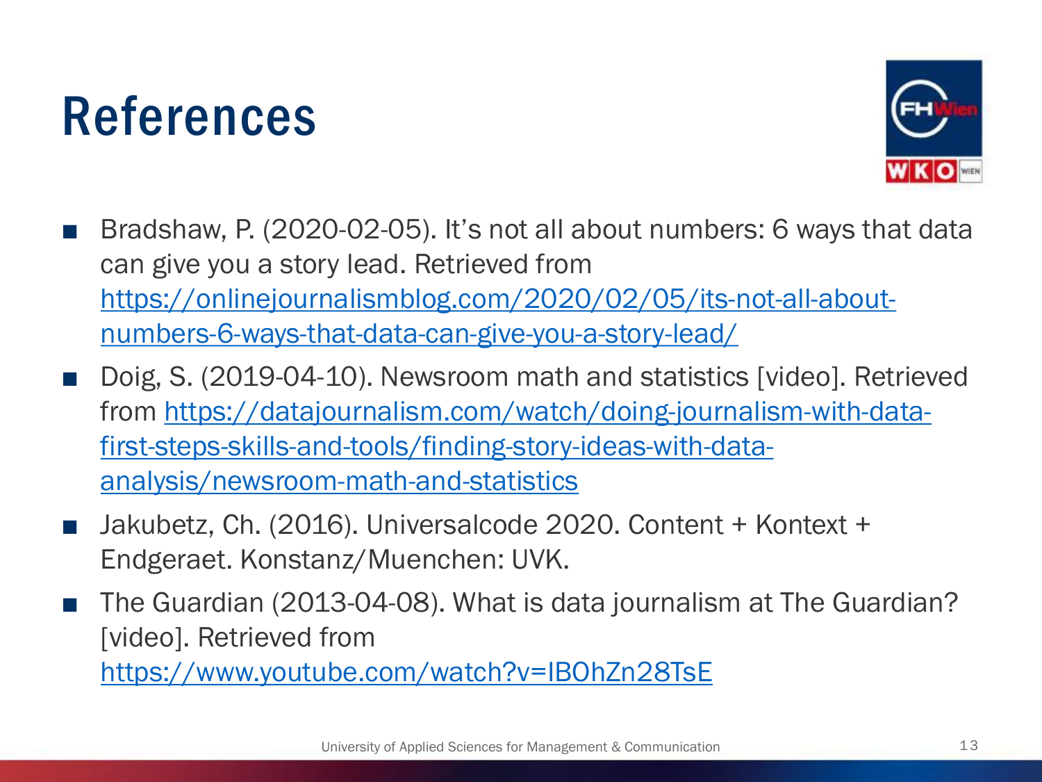# References

- Bradshaw, P. (2020-02-05). It's not all about numbers: 6 ways that data can give you a story lead. Retrieved from [https://onlinejournalismblog.com/2020/02/05/its-not-all-about-numbers-6-ways-that-data-can-give-you-a-story-lead/](https://onlinejournalismblog.com/2020/02/05/its-not-all-about-numbers-6-ways-that-data-can-give-you-a-story-lead/)
- Doig, S. (2019-04-10). Newsroom math and statistics [video]. Retrieved from [https://datajournalism.com/watch/doing-journalism-with-data-first-steps-skills-and-tools/finding-story-ideas-with-data-analysis/newsroom-math-and-statistics](https://datajournalism.com/watch/doing-journalism-with-data-first-steps-skills-and-tools/finding-story-ideas-with-data-analysis/newsroom-math-and-statistics)
- Jakubetz, Ch. (2016). Universalcode 2020. Content + Kontext + Endgeraet. Konstanz/Muenchen: UVK.
- The Guardian (2013-04-08). What is data journalism at The Guardian? [video]. Retrieved from [https://www.youtube.com/watch?v=IBOhZn28TsE](https://www.youtube.com/watch?v=IBOhZn28TsE)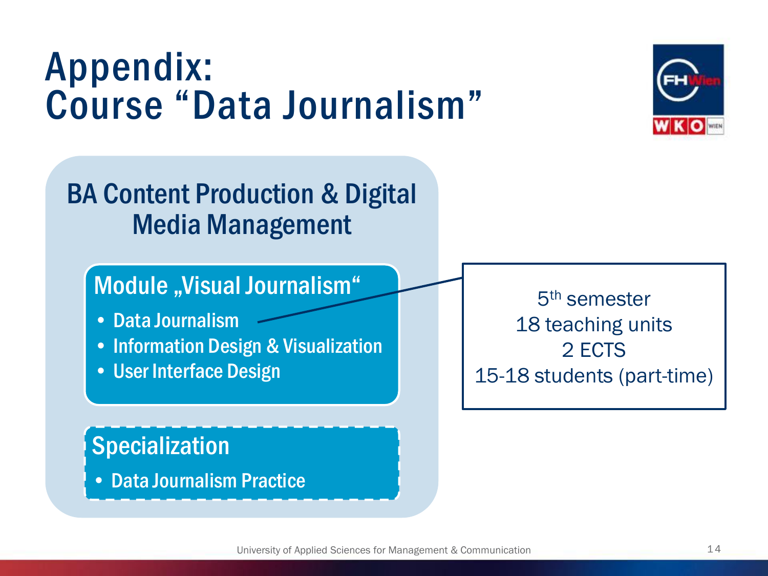# Appendix: Course "Data Journalism"

## BA Content Production & Digital Media Management

### Module „Visual Journalism“

- Data Journalism
- Information Design & Visualization
- User Interface Design

### Specialization

- Data Journalism Practice

5th semester
18 teaching units
2 ECTS
15-18 students (part-time)

University of Applied Sciences for Management & Communication